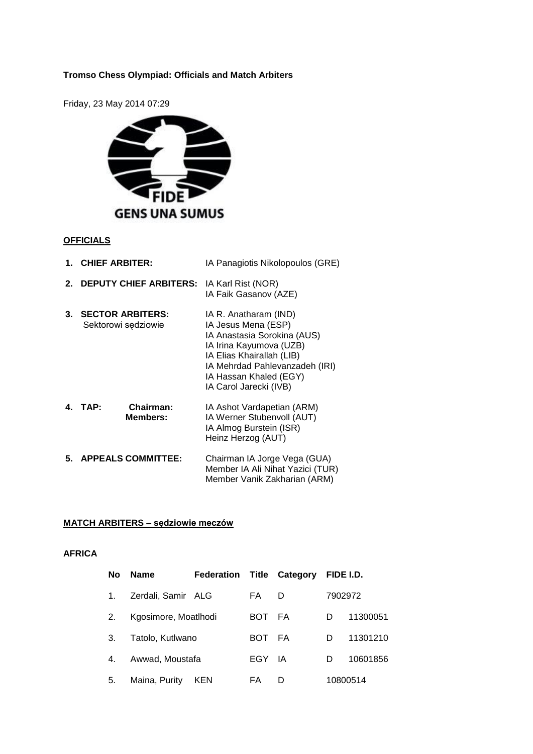**Tromso Chess Olympiad: Officials and Match Arbiters**

Friday, 23 May 2014 07:29

FIDE
GENS UNA SUMUS

**OFFICIALS**

1. **CHIEF ARBITER:** IA Panagiotis Nikolopoulos (GRE)
2. **DEPUTY CHIEF ARBITERS:** IA Karl Rist (NOR)
   IA Faik Gasanov (AZE)
3. **SECTOR ARBITERS:** Sektorowi sędziowie
   IA R. Anatharam (IND)
   IA Jesus Mena (ESP)
   IA Anastasia Sorokina (AUS)
   IA Irina Kayumova (UZB)
   IA Elias Khairallah (LIB)
   IA Mehrdad Pahlevanzadeh (IRI)
   IA Hassan Khaled (EGY)
   IA Carol Jarecki (IVB)
4. **TAP:** **Chairman:** IA Ashot Vardapetian (ARM)
   **Members:** IA Werner Stubenvoll (AUT)
   IA Almog Burstein (ISR)
   Heinz Herzog (AUT)
5. **APPEALS COMMITTEE:** Chairman IA Jorge Vega (GUA)
   Member IA Ali Nihat Yazici (TUR)
   Member Vanik Zakharian (ARM)

**MATCH ARBITERS – sędziowie meczów**

**AFRICA**

| No | Name | Federation | Title | Category | FIDE I.D. |
|---|---|---|---|---|---|
| 1. | Zerdali, Samir | ALG | FA | D | 7902972 |
| 2. | Kgosimore, Moatlhodi | BOT | FA | D | 11300051 |
| 3. | Tatolo, Kutlwano | BOT | FA | D | 11301210 |
| 4. | Awwad, Moustafa | EGY | IA | D | 10601856 |
| 5. | Maina, Purity | KEN | FA | D | 10800514 |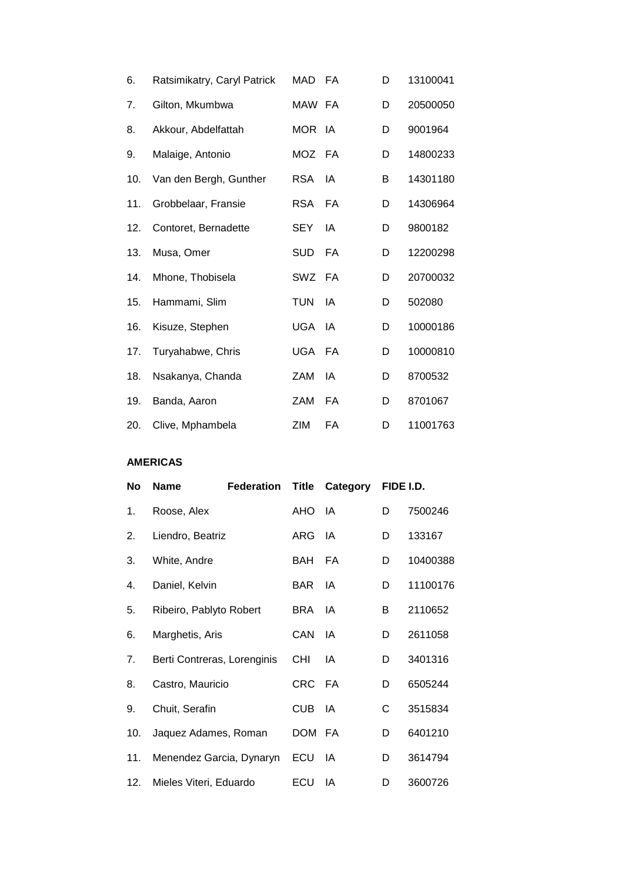| No | Name | Federation | Title | Category | FIDE I.D. |
|---|---|---|---|---|---|
| 6. | Ratsimikatry, Caryl Patrick | MAD | FA | D | 13100041 |
| 7. | Gilton, Mkumbwa | MAW | FA | D | 20500050 |
| 8. | Akkour, Abdelfattah | MOR | IA | D | 9001964 |
| 9. | Malaige, Antonio | MOZ | FA | D | 14800233 |
| 10. | Van den Bergh, Gunther | RSA | IA | B | 14301180 |
| 11. | Grobbelaar, Fransie | RSA | FA | D | 14306964 |
| 12. | Contoret, Bernadette | SEY | IA | D | 9800182 |
| 13. | Musa, Omer | SUD | FA | D | 12200298 |
| 14. | Mhone, Thobisela | SWZ | FA | D | 20700032 |
| 15. | Hammami, Slim | TUN | IA | D | 502080 |
| 16. | Kisuze, Stephen | UGA | IA | D | 10000186 |
| 17. | Turyahabwe, Chris | UGA | FA | D | 10000810 |
| 18. | Nsakanya, Chanda | ZAM | IA | D | 8700532 |
| 19. | Banda, Aaron | ZAM | FA | D | 8701067 |
| 20. | Clive, Mphambela | ZIM | FA | D | 11001763 |

**AMERICAS**

| No | Name | Federation | Title | Category | FIDE I.D. |
|---|---|---|---|---|---|
| 1. | Roose, Alex | AHO | IA | D | 7500246 |
| 2. | Liendro, Beatriz | ARG | IA | D | 133167 |
| 3. | White, Andre | BAH | FA | D | 10400388 |
| 4. | Daniel, Kelvin | BAR | IA | D | 11100176 |
| 5. | Ribeiro, Pablyto Robert | BRA | IA | B | 2110652 |
| 6. | Marghetis, Aris | CAN | IA | D | 2611058 |
| 7. | Berti Contreras, Lorenginis | CHI | IA | D | 3401316 |
| 8. | Castro, Mauricio | CRC | FA | D | 6505244 |
| 9. | Chuit, Serafin | CUB | IA | C | 3515834 |
| 10. | Jaquez Adames, Roman | DOM | FA | D | 6401210 |
| 11. | Menendez Garcia, Dynaryn | ECU | IA | D | 3614794 |
| 12. | Mieles Viteri, Eduardo | ECU | IA | D | 3600726 |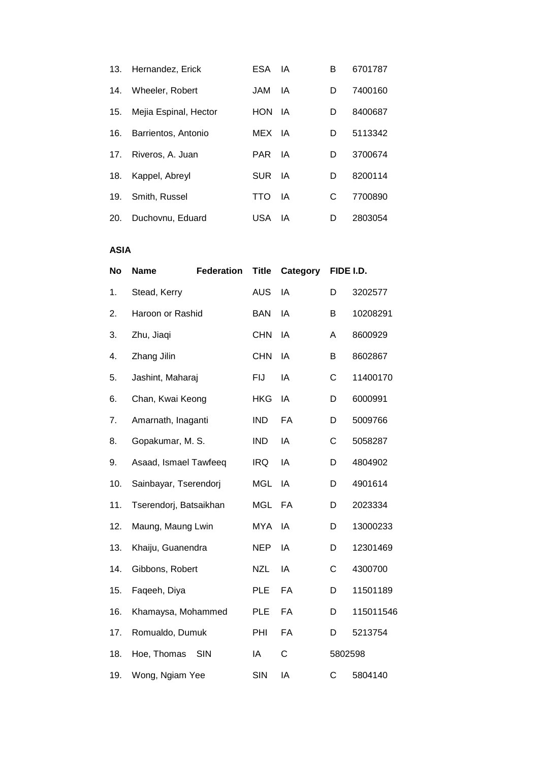| | | | | | |
|---|---|---|---|---|---|
| 13. | Hernandez, Erick | ESA | IA | B | 6701787 |
| 14. | Wheeler, Robert | JAM | IA | D | 7400160 |
| 15. | Mejia Espinal, Hector | HON | IA | D | 8400687 |
| 16. | Barrientos, Antonio | MEX | IA | D | 5113342 |
| 17. | Riveros, A. Juan | PAR | IA | D | 3700674 |
| 18. | Kappel, Abreyl | SUR | IA | D | 8200114 |
| 19. | Smith, Russel | TTO | IA | C | 7700890 |
| 20. | Duchovnu, Eduard | USA | IA | D | 2803054 |

**ASIA**

| No | Name | Federation | Title | Category | FIDE I.D. |
|---|---|---|---|---|---|
| 1. | Stead, Kerry | AUS | IA | D | 3202577 |
| 2. | Haroon or Rashid | BAN | IA | B | 10208291 |
| 3. | Zhu, Jiaqi | CHN | IA | A | 8600929 |
| 4. | Zhang Jilin | CHN | IA | B | 8602867 |
| 5. | Jashint, Maharaj | FIJ | IA | C | 11400170 |
| 6. | Chan, Kwai Keong | HKG | IA | D | 6000991 |
| 7. | Amarnath, Inaganti | IND | FA | D | 5009766 |
| 8. | Gopakumar, M. S. | IND | IA | C | 5058287 |
| 9. | Asaad, Ismael Tawfeeq | IRQ | IA | D | 4804902 |
| 10. | Sainbayar, Tserendorj | MGL | IA | D | 4901614 |
| 11. | Tserendorj, Batsaikhan | MGL | FA | D | 2023334 |
| 12. | Maung, Maung Lwin | MYA | IA | D | 13000233 |
| 13. | Khaiju, Guanendra | NEP | IA | D | 12301469 |
| 14. | Gibbons, Robert | NZL | IA | C | 4300700 |
| 15. | Faqeeh, Diya | PLE | FA | D | 11501189 |
| 16. | Khamaysa, Mohammed | PLE | FA | D | 115011546 |
| 17. | Romualdo, Dumuk | PHI | FA | D | 5213754 |
| 18. | Hoe, Thomas SIN | IA | C | 5802598 | |
| 19. | Wong, Ngiam Yee | SIN | IA | C | 5804140 |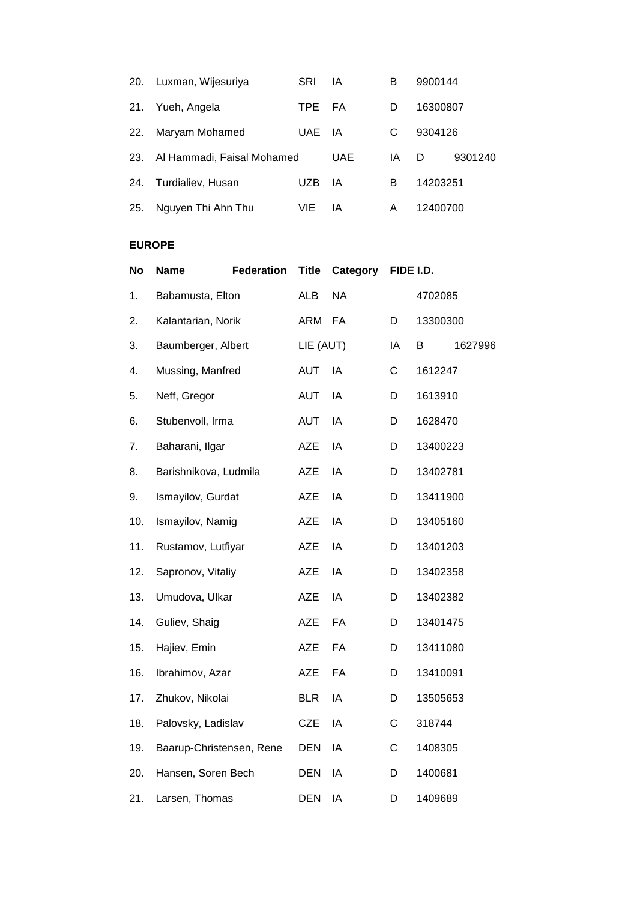| | | | | | |
|---|---|---|---|---|---|
| 20. | Luxman, Wijesuriya | SRI | IA | B | 9900144 |
| 21. | Yueh, Angela | TPE | FA | D | 16300807 |
| 22. | Maryam Mohamed | UAE | IA | C | 9304126 |
| 23. | Al Hammadi, Faisal Mohamed | UAE | IA | D | 9301240 |
| 24. | Turdialiev, Husan | UZB | IA | B | 14203251 |
| 25. | Nguyen Thi Ahn Thu | VIE | IA | A | 12400700 |

**EUROPE**

| No | Name | Federation | Title | Category | FIDE I.D. |
|---|---|---|---|---|---|
| 1. | Babamusta, Elton | ALB | NA | | 4702085 |
| 2. | Kalantarian, Norik | ARM | FA | D | 13300300 |
| 3. | Baumberger, Albert | LIE (AUT) | IA | B | 1627996 |
| 4. | Mussing, Manfred | AUT | IA | C | 1612247 |
| 5. | Neff, Gregor | AUT | IA | D | 1613910 |
| 6. | Stubenvoll, Irma | AUT | IA | D | 1628470 |
| 7. | Baharani, Ilgar | AZE | IA | D | 13400223 |
| 8. | Barishnikova, Ludmila | AZE | IA | D | 13402781 |
| 9. | Ismayilov, Gurdat | AZE | IA | D | 13411900 |
| 10. | Ismayilov, Namig | AZE | IA | D | 13405160 |
| 11. | Rustamov, Lutfiyar | AZE | IA | D | 13401203 |
| 12. | Sapronov, Vitaliy | AZE | IA | D | 13402358 |
| 13. | Umudova, Ulkar | AZE | IA | D | 13402382 |
| 14. | Guliev, Shaig | AZE | FA | D | 13401475 |
| 15. | Hajiev, Emin | AZE | FA | D | 13411080 |
| 16. | Ibrahimov, Azar | AZE | FA | D | 13410091 |
| 17. | Zhukov, Nikolai | BLR | IA | D | 13505653 |
| 18. | Palovsky, Ladislav | CZE | IA | C | 318744 |
| 19. | Baarup-Christensen, Rene | DEN | IA | C | 1408305 |
| 20. | Hansen, Soren Bech | DEN | IA | D | 1400681 |
| 21. | Larsen, Thomas | DEN | IA | D | 1409689 |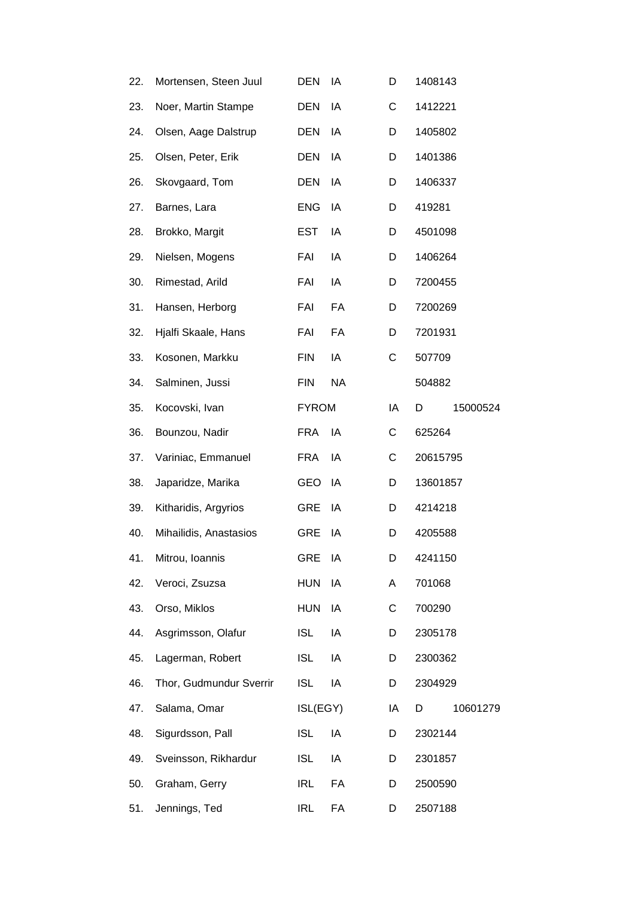| | | | | | |
|---|---|---|---|---|---|
| 22. | Mortensen, Steen Juul | DEN | IA | D | 1408143 |
| 23. | Noer, Martin Stampe | DEN | IA | C | 1412221 |
| 24. | Olsen, Aage Dalstrup | DEN | IA | D | 1405802 |
| 25. | Olsen, Peter, Erik | DEN | IA | D | 1401386 |
| 26. | Skovgaard, Tom | DEN | IA | D | 1406337 |
| 27. | Barnes, Lara | ENG | IA | D | 419281 |
| 28. | Brokko, Margit | EST | IA | D | 4501098 |
| 29. | Nielsen, Mogens | FAI | IA | D | 1406264 |
| 30. | Rimestad, Arild | FAI | IA | D | 7200455 |
| 31. | Hansen, Herborg | FAI | FA | D | 7200269 |
| 32. | Hjalfi Skaale, Hans | FAI | FA | D | 7201931 |
| 33. | Kosonen, Markku | FIN | IA | C | 507709 |
| 34. | Salminen, Jussi | FIN | NA | | 504882 |
| 35. | Kocovski, Ivan | FYROM | IA | D | 15000524 |
| 36. | Bounzou, Nadir | FRA | IA | C | 625264 |
| 37. | Variniac, Emmanuel | FRA | IA | C | 20615795 |
| 38. | Japaridze, Marika | GEO | IA | D | 13601857 |
| 39. | Kitharidis, Argyrios | GRE | IA | D | 4214218 |
| 40. | Mihailidis, Anastasios | GRE | IA | D | 4205588 |
| 41. | Mitrou, Ioannis | GRE | IA | D | 4241150 |
| 42. | Veroci, Zsuzsa | HUN | IA | A | 701068 |
| 43. | Orso, Miklos | HUN | IA | C | 700290 |
| 44. | Asgrimsson, Olafur | ISL | IA | D | 2305178 |
| 45. | Lagerman, Robert | ISL | IA | D | 2300362 |
| 46. | Thor, Gudmundur Sverrir | ISL | IA | D | 2304929 |
| 47. | Salama, Omar | ISL(EGY) | IA | D | 10601279 |
| 48. | Sigurdsson, Pall | ISL | IA | D | 2302144 |
| 49. | Sveinsson, Rikhardur | ISL | IA | D | 2301857 |
| 50. | Graham, Gerry | IRL | FA | D | 2500590 |
| 51. | Jennings, Ted | IRL | FA | D | 2507188 |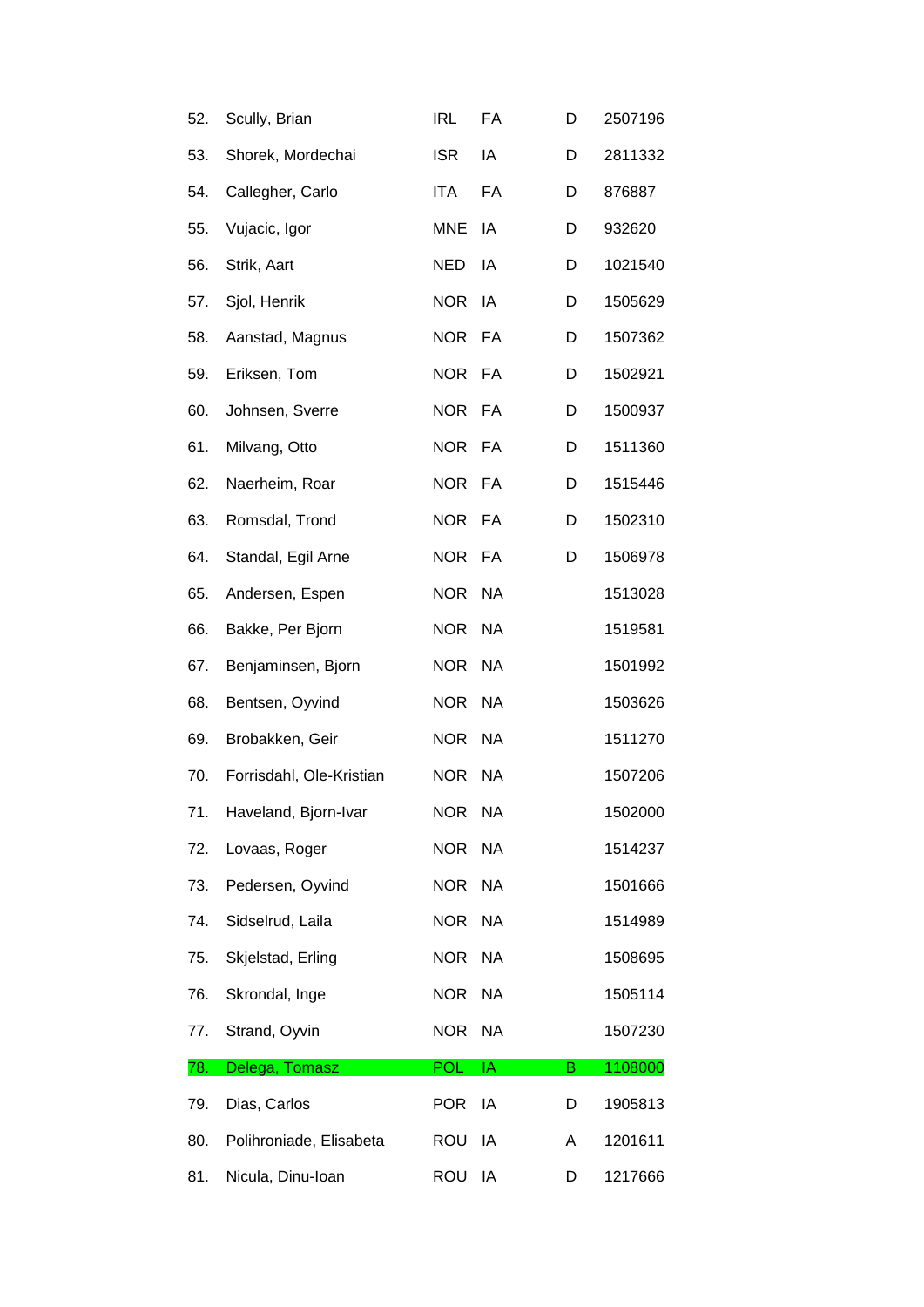| | | | | | |
|---|---|---|---|---|---|
| 52. | Scully, Brian | IRL | FA | D | 2507196 |
| 53. | Shorek, Mordechai | ISR | IA | D | 2811332 |
| 54. | Callegher, Carlo | ITA | FA | D | 876887 |
| 55. | Vujacic, Igor | MNE | IA | D | 932620 |
| 56. | Strik, Aart | NED | IA | D | 1021540 |
| 57. | Sjol, Henrik | NOR | IA | D | 1505629 |
| 58. | Aanstad, Magnus | NOR | FA | D | 1507362 |
| 59. | Eriksen, Tom | NOR | FA | D | 1502921 |
| 60. | Johnsen, Sverre | NOR | FA | D | 1500937 |
| 61. | Milvang, Otto | NOR | FA | D | 1511360 |
| 62. | Naerheim, Roar | NOR | FA | D | 1515446 |
| 63. | Romsdal, Trond | NOR | FA | D | 1502310 |
| 64. | Standal, Egil Arne | NOR | FA | D | 1506978 |
| 65. | Andersen, Espen | NOR | NA | | 1513028 |
| 66. | Bakke, Per Bjorn | NOR | NA | | 1519581 |
| 67. | Benjaminsen, Bjorn | NOR | NA | | 1501992 |
| 68. | Bentsen, Oyvind | NOR | NA | | 1503626 |
| 69. | Brobakken, Geir | NOR | NA | | 1511270 |
| 70. | Forrisdahl, Ole-Kristian | NOR | NA | | 1507206 |
| 71. | Haveland, Bjorn-Ivar | NOR | NA | | 1502000 |
| 72. | Lovaas, Roger | NOR | NA | | 1514237 |
| 73. | Pedersen, Oyvind | NOR | NA | | 1501666 |
| 74. | Sidselrud, Laila | NOR | NA | | 1514989 |
| 75. | Skjelstad, Erling | NOR | NA | | 1508695 |
| 76. | Skrondal, Inge | NOR | NA | | 1505114 |
| 77. | Strand, Oyvin | NOR | NA | | 1507230 |
| 78. | Delega, Tomasz | POL | IA | B | 1108000 |
| 79. | Dias, Carlos | POR | IA | D | 1905813 |
| 80. | Polihroniade, Elisabeta | ROU | IA | A | 1201611 |
| 81. | Nicula, Dinu-Ioan | ROU | IA | D | 1217666 |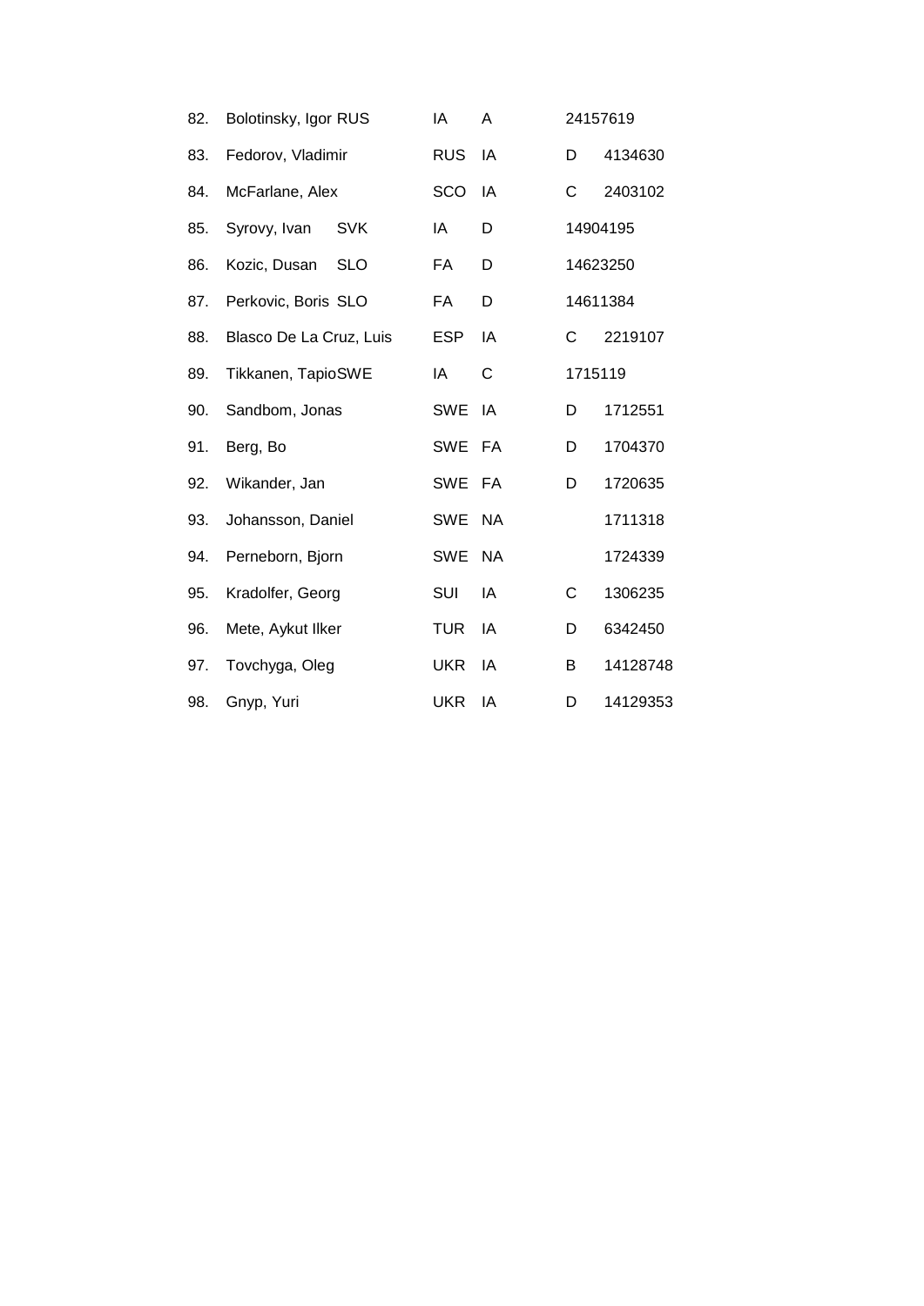| | | | | | |
|---|---|---|---|---|---|
| 82. | Bolotinsky, Igor RUS | IA | A | 24157619 | |
| 83. | Fedorov, Vladimir | RUS | IA | D | 4134630 |
| 84. | McFarlane, Alex | SCO | IA | C | 2403102 |
| 85. | Syrovy, Ivan SVK | IA | D | 14904195 | |
| 86. | Kozic, Dusan SLO | FA | D | 14623250 | |
| 87. | Perkovic, Boris SLO | FA | D | 14611384 | |
| 88. | Blasco De La Cruz, Luis | ESP | IA | C | 2219107 |
| 89. | Tikkanen, TapioSWE | IA | C | 1715119 | |
| 90. | Sandbom, Jonas | SWE | IA | D | 1712551 |
| 91. | Berg, Bo | SWE | FA | D | 1704370 |
| 92. | Wikander, Jan | SWE | FA | D | 1720635 |
| 93. | Johansson, Daniel | SWE | NA | | 1711318 |
| 94. | Perneborn, Bjorn | SWE | NA | | 1724339 |
| 95. | Kradolfer, Georg | SUI | IA | C | 1306235 |
| 96. | Mete, Aykut Ilker | TUR | IA | D | 6342450 |
| 97. | Tovchyga, Oleg | UKR | IA | B | 14128748 |
| 98. | Gnyp, Yuri | UKR | IA | D | 14129353 |